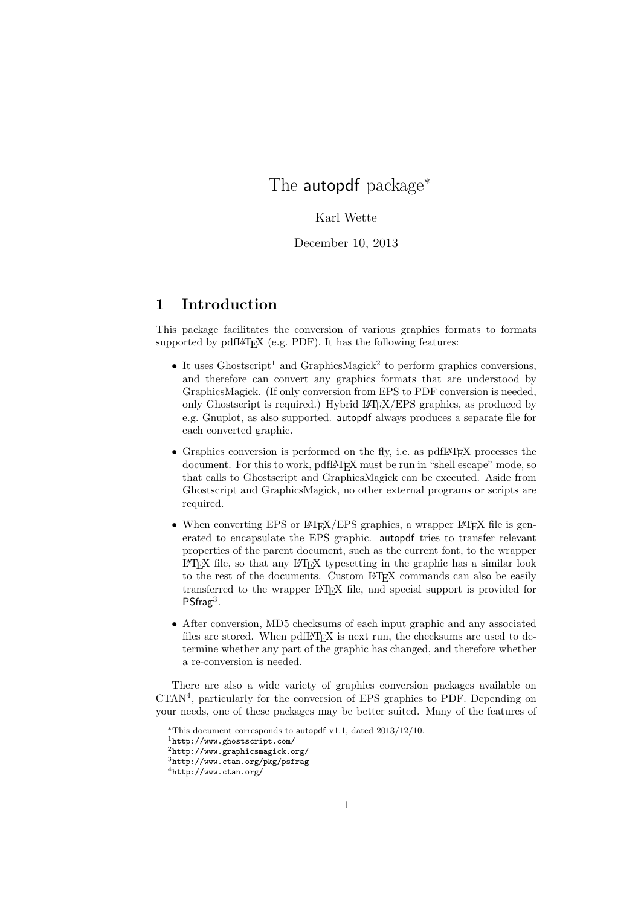# The autopdf package*

Karl Wette

December 10, 2013

## 1 Introduction

This package facilitates the conversion of various graphics formats to formats supported by pdfLaTeX (e.g. PDF). It has the following features:

- It uses Ghostscript[1] and GraphicsMagick[2] to perform graphics conversions, and therefore can convert any graphics formats that are understood by GraphicsMagick. (If only conversion from EPS to PDF conversion is needed, only Ghostscript is required.) Hybrid LaTeX/EPS graphics, as produced by e.g. Gnuplot, as also supported. autopdf always produces a separate file for each converted graphic.

- Graphics conversion is performed on the fly, i.e. as pdfLaTeX processes the document. For this to work, pdfLaTeX must be run in "shell escape" mode, so that calls to Ghostscript and GraphicsMagick can be executed. Aside from Ghostscript and GraphicsMagick, no other external programs or scripts are required.

- When converting EPS or LaTeX/EPS graphics, a wrapper LaTeX file is generated to encapsulate the EPS graphic. autopdf tries to transfer relevant properties of the parent document, such as the current font, to the wrapper LaTeX file, so that any LaTeX typesetting in the graphic has a similar look to the rest of the documents. Custom LaTeX commands can also be easily transferred to the wrapper LaTeX file, and special support is provided for PSfrag[3].

- After conversion, MD5 checksums of each input graphic and any associated files are stored. When pdfLaTeX is next run, the checksums are used to determine whether any part of the graphic has changed, and therefore whether a re-conversion is needed.

There are also a wide variety of graphics conversion packages available on CTAN[4], particularly for the conversion of EPS graphics to PDF. Depending on your needs, one of these packages may be better suited. Many of the features of

---

*This document corresponds to autopdf v1.1, dated 2013/12/10.

[1] http://www.ghostscript.com/

[2] http://www.graphicsmagick.org/

[3] http://www.ctan.org/pkg/psfrag

[4] http://www.ctan.org/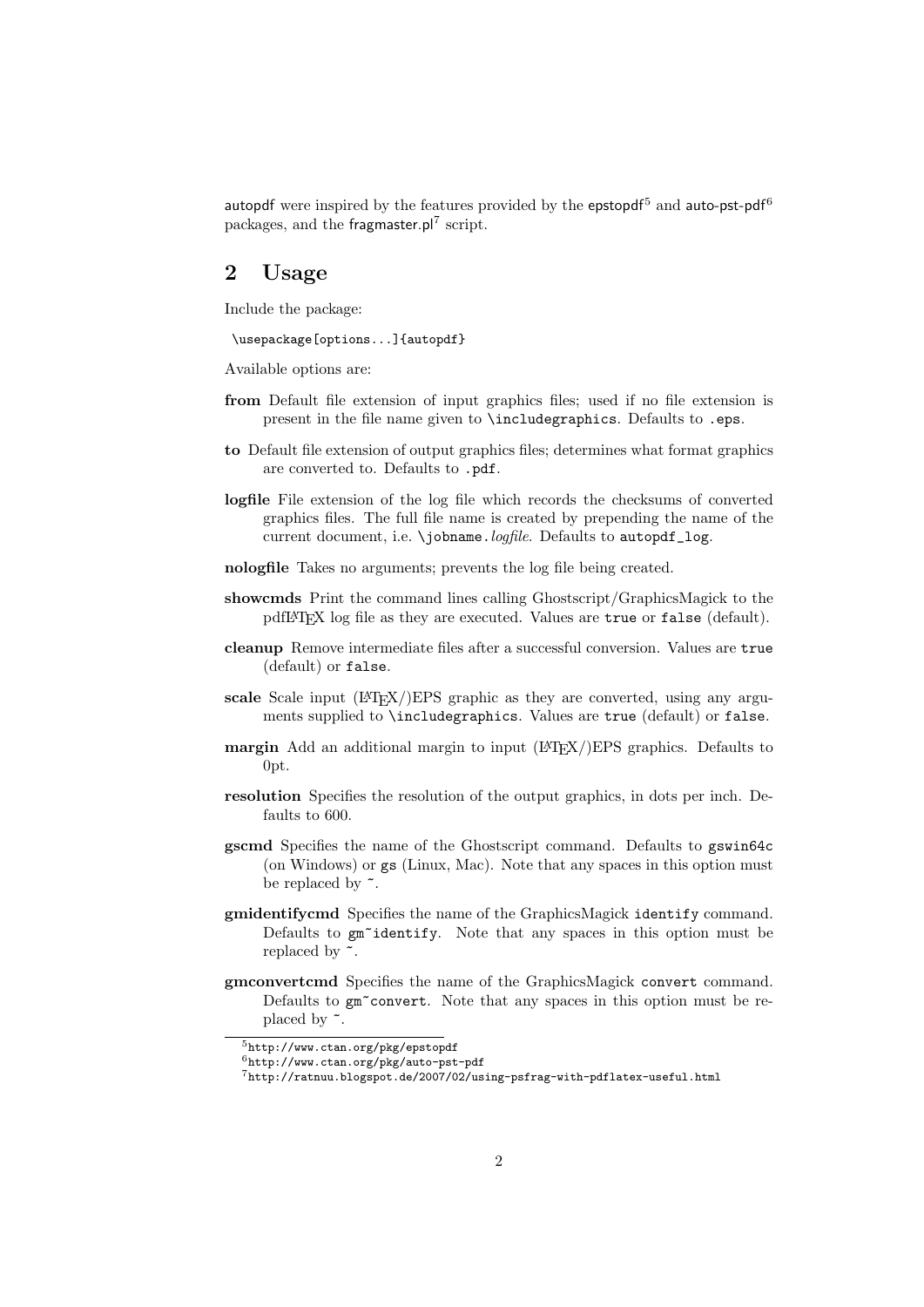autopdf were inspired by the features provided by the epstopdf[5] and auto-pst-pdf[6] packages, and the fragmaster.pl[7] script.

## 2 Usage

Include the package:

```
\usepackage[options...]{autopdf}
```

Available options are:

**from** Default file extension of input graphics files; used if no file extension is present in the file name given to `\includegraphics`. Defaults to `.eps`.

**to** Default file extension of output graphics files; determines what format graphics are converted to. Defaults to `.pdf`.

**logfile** File extension of the log file which records the checksums of converted graphics files. The full file name is created by prepending the name of the current document, i.e. `\jobname.`*logfile*. Defaults to `autopdf_log`.

**nologfile** Takes no arguments; prevents the log file being created.

**showcmds** Print the command lines calling Ghostscript/GraphicsMagick to the pdfLaTeX log file as they are executed. Values are `true` or `false` (default).

**cleanup** Remove intermediate files after a successful conversion. Values are `true` (default) or `false`.

**scale** Scale input (LaTeX/)EPS graphic as they are converted, using any arguments supplied to `\includegraphics`. Values are `true` (default) or `false`.

**margin** Add an additional margin to input (LaTeX/)EPS graphics. Defaults to 0pt.

**resolution** Specifies the resolution of the output graphics, in dots per inch. Defaults to 600.

**gscmd** Specifies the name of the Ghostscript command. Defaults to `gswin64c` (on Windows) or `gs` (Linux, Mac). Note that any spaces in this option must be replaced by `~`.

**gmidentifycmd** Specifies the name of the GraphicsMagick `identify` command. Defaults to `gm~identify`. Note that any spaces in this option must be replaced by `~`.

**gmconvertcmd** Specifies the name of the GraphicsMagick `convert` command. Defaults to `gm~convert`. Note that any spaces in this option must be replaced by `~`.

---

[5] http://www.ctan.org/pkg/epstopdf

[6] http://www.ctan.org/pkg/auto-pst-pdf

[7] http://ratnuu.blogspot.de/2007/02/using-psfrag-with-pdflatex-useful.html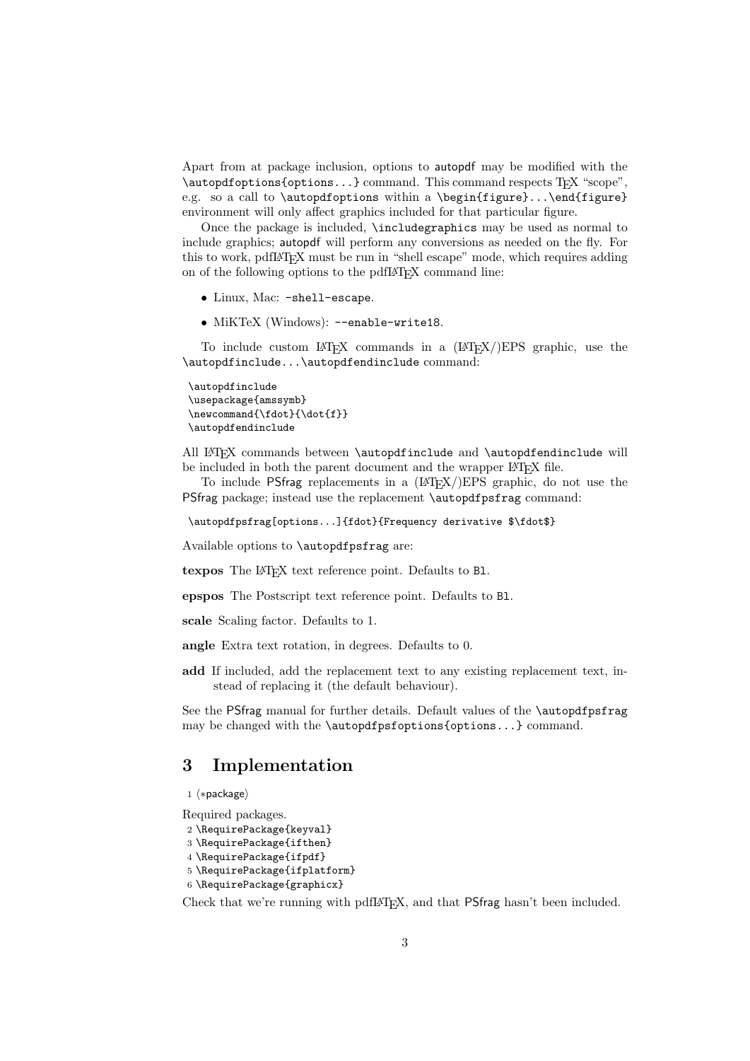Apart from at package inclusion, options to autopdf may be modified with the `\autopdfoptions{options...}` command. This command respects TeX "scope", e.g. so a call to `\autopdfoptions` within a `\begin{figure}...\end{figure}` environment will only affect graphics included for that particular figure.

Once the package is included, `\includegraphics` may be used as normal to include graphics; autopdf will perform any conversions as needed on the fly. For this to work, pdfLaTeX must be run in "shell escape" mode, which requires adding on of the following options to the pdfLaTeX command line:

- Linux, Mac: `-shell-escape`.
- MiKTeX (Windows): `--enable-write18`.

To include custom LaTeX commands in a (LaTeX/)EPS graphic, use the `\autopdfinclude...\autopdfendinclude` command:

```
\autopdfinclude
\usepackage{amssymb}
\newcommand{\fdot}{\dot{f}}
\autopdfendinclude
```

All LaTeX commands between `\autopdfinclude` and `\autopdfendinclude` will be included in both the parent document and the wrapper LaTeX file.

To include PSfrag replacements in a (LaTeX/)EPS graphic, do not use the PSfrag package; instead use the replacement `\autopdfpsfrag` command:

```
\autopdfpsfrag[options...]{fdot}{Frequency derivative $\fdot$}
```

Available options to `\autopdfpsfrag` are:

**texpos** The LaTeX text reference point. Defaults to `Bl`.

**epspos** The Postscript text reference point. Defaults to `Bl`.

**scale** Scaling factor. Defaults to 1.

**angle** Extra text rotation, in degrees. Defaults to 0.

**add** If included, add the replacement text to any existing replacement text, instead of replacing it (the default behaviour).

See the PSfrag manual for further details. Default values of the `\autopdfpsfrag` may be changed with the `\autopdfpsfoptions{options...}` command.

# 3 Implementation

```
1 ⟨*package⟩
```

Required packages.

```
2 \RequirePackage{keyval}
3 \RequirePackage{ifthen}
4 \RequirePackage{ifpdf}
5 \RequirePackage{ifplatform}
6 \RequirePackage{graphicx}
```

Check that we're running with pdfLaTeX, and that PSfrag hasn't been included.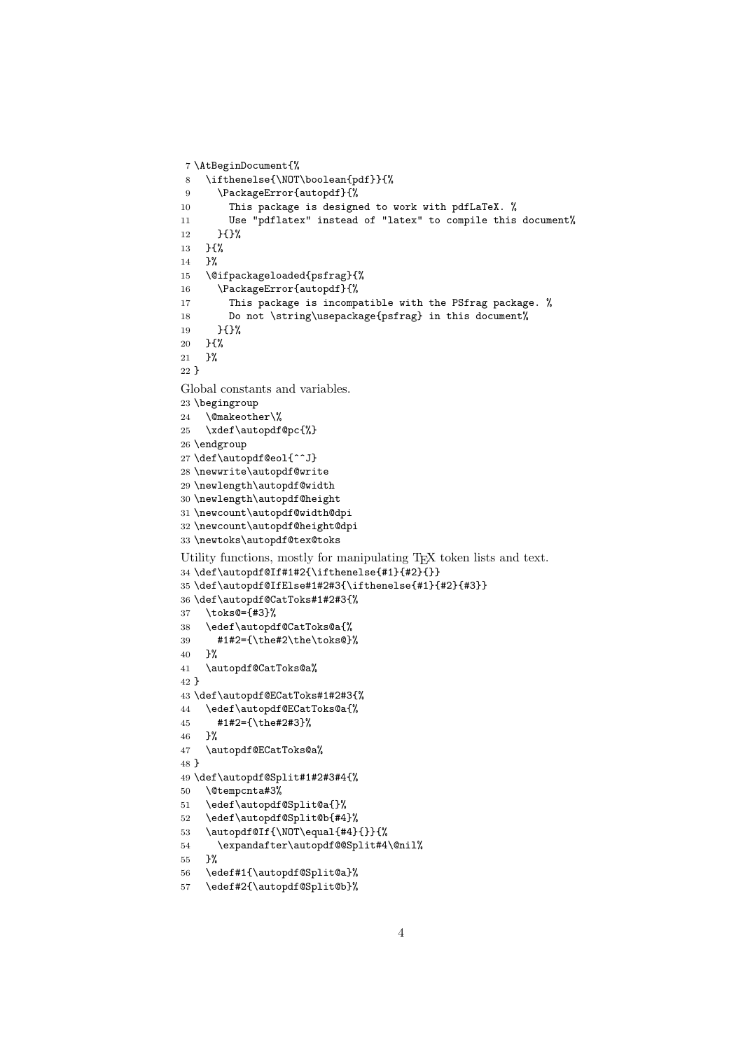```
7 \AtBeginDocument{%
8   \ifthenelse{\NOT\boolean{pdf}}{%
9     \PackageError{autopdf}{%
10      This package is designed to work with pdfLaTeX. %
11      Use "pdflatex" instead of "latex" to compile this document%
12    }{}%
13  }{%
14  }%
15  \@ifpackageloaded{psfrag}{%
16    \PackageError{autopdf}{%
17      This package is incompatible with the PSfrag package. %
18      Do not \string\usepackage{psfrag} in this document%
19    }{}%
20  }{%
21  }%
22 }
```

Global constants and variables.

```
23 \begingroup
24   \@makeother\%
25   \xdef\autopdf@pc{%}
26 \endgroup
27 \def\autopdf@eol{^^J}
28 \newwrite\autopdf@write
29 \newlength\autopdf@width
30 \newlength\autopdf@height
31 \newcount\autopdf@width@dpi
32 \newcount\autopdf@height@dpi
33 \newtoks\autopdf@tex@toks
```

Utility functions, mostly for manipulating TEX token lists and text.

```
34 \def\autopdf@If#1#2{\ifthenelse{#1}{#2}{}}
35 \def\autopdf@IfElse#1#2#3{\ifthenelse{#1}{#2}{#3}}
36 \def\autopdf@CatToks#1#2#3{%
37   \toks@={#3}%
38   \edef\autopdf@CatToks@a{%
39     #1#2={\the#2\the\toks@}%
40   }%
41   \autopdf@CatToks@a%
42 }
43 \def\autopdf@ECatToks#1#2#3{%
44   \edef\autopdf@ECatToks@a{%
45     #1#2={\the#2#3}%
46   }%
47   \autopdf@ECatToks@a%
48 }
49 \def\autopdf@Split#1#2#3#4{%
50   \@tempcnta#3%
51   \edef\autopdf@Split@a{}%
52   \edef\autopdf@Split@b{#4}%
53   \autopdf@If{\NOT\equal{#4}{}}{%
54     \expandafter\autopdf@@Split#4\@nil%
55   }%
56   \edef#1{\autopdf@Split@a}%
57   \edef#2{\autopdf@Split@b}%
```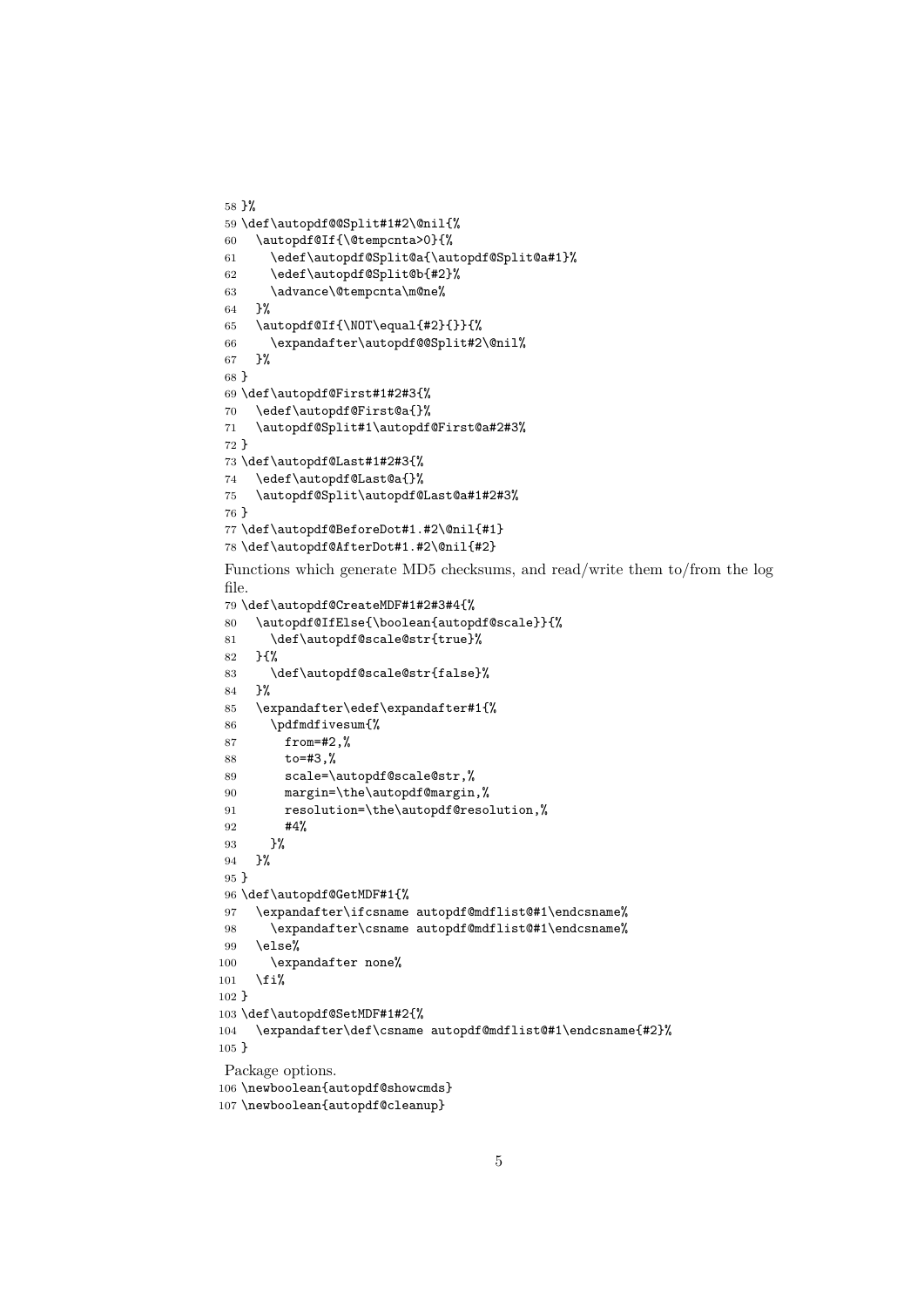```
58 }%
59 \def\autopdf@@Split#1#2\@nil{%
60   \autopdf@If{\@tempcnta>0}{%
61     \edef\autopdf@Split@a{\autopdf@Split@a#1}%
62     \edef\autopdf@Split@b{#2}%
63     \advance\@tempcnta\m@ne%
64   }%
65   \autopdf@If{\NOT\equal{#2}{}}{%
66     \expandafter\autopdf@@Split#2\@nil%
67   }%
68 }
69 \def\autopdf@First#1#2#3{%
70   \edef\autopdf@First@a{}%
71   \autopdf@Split#1\autopdf@First@a#2#3%
72 }
73 \def\autopdf@Last#1#2#3{%
74   \edef\autopdf@Last@a{}%
75   \autopdf@Split\autopdf@Last@a#1#2#3%
76 }
77 \def\autopdf@BeforeDot#1.#2\@nil{#1}
78 \def\autopdf@AfterDot#1.#2\@nil{#2}
```

Functions which generate MD5 checksums, and read/write them to/from the log file.

```
79 \def\autopdf@CreateMDF#1#2#3#4{%
80   \autopdf@IfElse{\boolean{autopdf@scale}}{%
81     \def\autopdf@scale@str{true}%
82   }{%
83     \def\autopdf@scale@str{false}%
84   }%
85   \expandafter\edef\expandafter#1{%
86     \pdfmdfivesum{%
87       from=#2,%
88       to=#3,%
89       scale=\autopdf@scale@str,%
90       margin=\the\autopdf@margin,%
91       resolution=\the\autopdf@resolution,%
92       #4%
93     }%
94   }%
95 }
96 \def\autopdf@GetMDF#1{%
97   \expandafter\ifcsname autopdf@mdflist@#1\endcsname%
98     \expandafter\csname autopdf@mdflist@#1\endcsname%
99   \else%
100     \expandafter none%
101   \fi%
102 }
103 \def\autopdf@SetMDF#1#2{%
104   \expandafter\def\csname autopdf@mdflist@#1\endcsname{#2}%
105 }
```

Package options.

```
106 \newboolean{autopdf@showcmds}
107 \newboolean{autopdf@cleanup}
```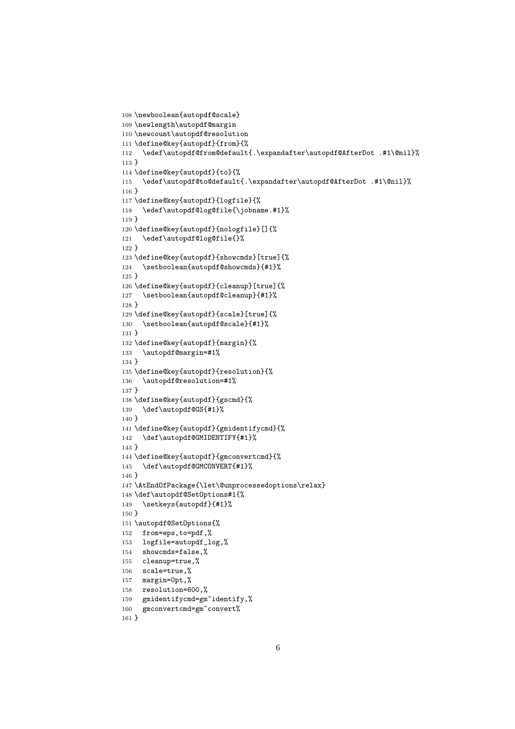```
108 \newboolean{autopdf@scale}
109 \newlength\autopdf@margin
110 \newcount\autopdf@resolution
111 \define@key{autopdf}{from}{%
112   \edef\autopdf@from@default{.\expandafter\autopdf@AfterDot .#1\@nil}%
113 }
114 \define@key{autopdf}{to}{%
115   \edef\autopdf@to@default{.\expandafter\autopdf@AfterDot .#1\@nil}%
116 }
117 \define@key{autopdf}{logfile}{%
118   \edef\autopdf@log@file{\jobname.#1}%
119 }
120 \define@key{autopdf}{nologfile}[]{%
121   \edef\autopdf@log@file{}%
122 }
123 \define@key{autopdf}{showcmds}[true]{%
124   \setboolean{autopdf@showcmds}{#1}%
125 }
126 \define@key{autopdf}{cleanup}[true]{%
127   \setboolean{autopdf@cleanup}{#1}%
128 }
129 \define@key{autopdf}{scale}[true]{%
130   \setboolean{autopdf@scale}{#1}%
131 }
132 \define@key{autopdf}{margin}{%
133   \autopdf@margin=#1%
134 }
135 \define@key{autopdf}{resolution}{%
136   \autopdf@resolution=#1%
137 }
138 \define@key{autopdf}{gscmd}{%
139   \def\autopdf@GS{#1}%
140 }
141 \define@key{autopdf}{gmidentifycmd}{%
142   \def\autopdf@GMIDENTIFY{#1}%
143 }
144 \define@key{autopdf}{gmconvertcmd}{%
145   \def\autopdf@GMCONVERT{#1}%
146 }
147 \AtEndOfPackage{\let\@unprocessedoptions\relax}
148 \def\autopdf@SetOptions#1{%
149   \setkeys{autopdf}{#1}%
150 }
151 \autopdf@SetOptions{%
152   from=eps,to=pdf,%
153   logfile=autopdf_log,%
154   showcmds=false,%
155   cleanup=true,%
156   scale=true,%
157   margin=0pt,%
158   resolution=600,%
159   gmidentifycmd=gm~identify,%
160   gmconvertcmd=gm~convert%
161 }
```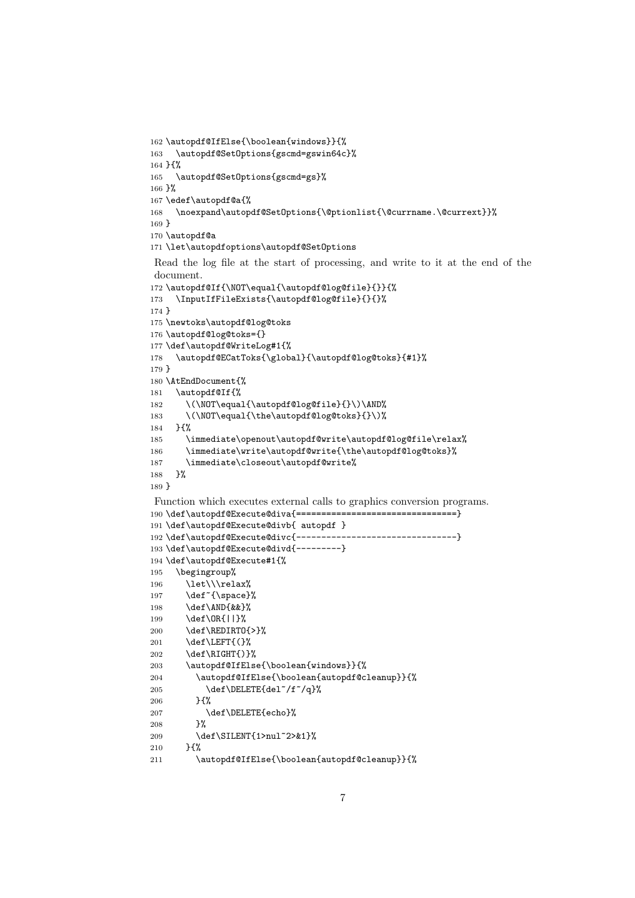```
162 \autopdf@IfElse{\boolean{windows}}{%
163   \autopdf@SetOptions{gscmd=gswin64c}%
164 }{%
165   \autopdf@SetOptions{gscmd=gs}%
166 }%
167 \edef\autopdf@a{%
168   \noexpand\autopdf@SetOptions{\@ptionlist{\@currname.\@currext}}%
169 }
170 \autopdf@a
171 \let\autopdfoptions\autopdf@SetOptions
```

Read the log file at the start of processing, and write to it at the end of the document.

```
172 \autopdf@If{\NOT\equal{\autopdf@log@file}{}}{%
173   \InputIfFileExists{\autopdf@log@file}{}{}%
174 }
175 \newtoks\autopdf@log@toks
176 \autopdf@log@toks={}
177 \def\autopdf@WriteLog#1{%
178   \autopdf@ECatToks{\global}{\autopdf@log@toks}{#1}%
179 }
180 \AtEndDocument{%
181   \autopdf@If{%
182     \(\NOT\equal{\autopdf@log@file}{}\)\AND%
183     \(\NOT\equal{\the\autopdf@log@toks}{}\)%
184   }{%
185     \immediate\openout\autopdf@write\autopdf@log@file\relax%
186     \immediate\write\autopdf@write{\the\autopdf@log@toks}%
187     \immediate\closeout\autopdf@write%
188   }%
189 }
```

Function which executes external calls to graphics conversion programs.

```
190 \def\autopdf@Execute@diva{================================}
191 \def\autopdf@Execute@divb{ autopdf }
192 \def\autopdf@Execute@divc{--------------------------------}
193 \def\autopdf@Execute@divd{---------}
194 \def\autopdf@Execute#1{%
195   \begingroup%
196     \let\\\relax%
197     \def~{\space}%
198     \def\AND{&&}%
199     \def\OR{||}%
200     \def\REDIRTO{>}%
201     \def\LEFT{(}%
202     \def\RIGHT{)}%
203     \autopdf@IfElse{\boolean{windows}}{%
204       \autopdf@IfElse{\boolean{autopdf@cleanup}}{%
205         \def\DELETE{del~/f~/q}%
206       }{%
207         \def\DELETE{echo}%
208       }%
209       \def\SILENT{1>nul~2>&1}%
210     }{%
211       \autopdf@IfElse{\boolean{autopdf@cleanup}}{%
```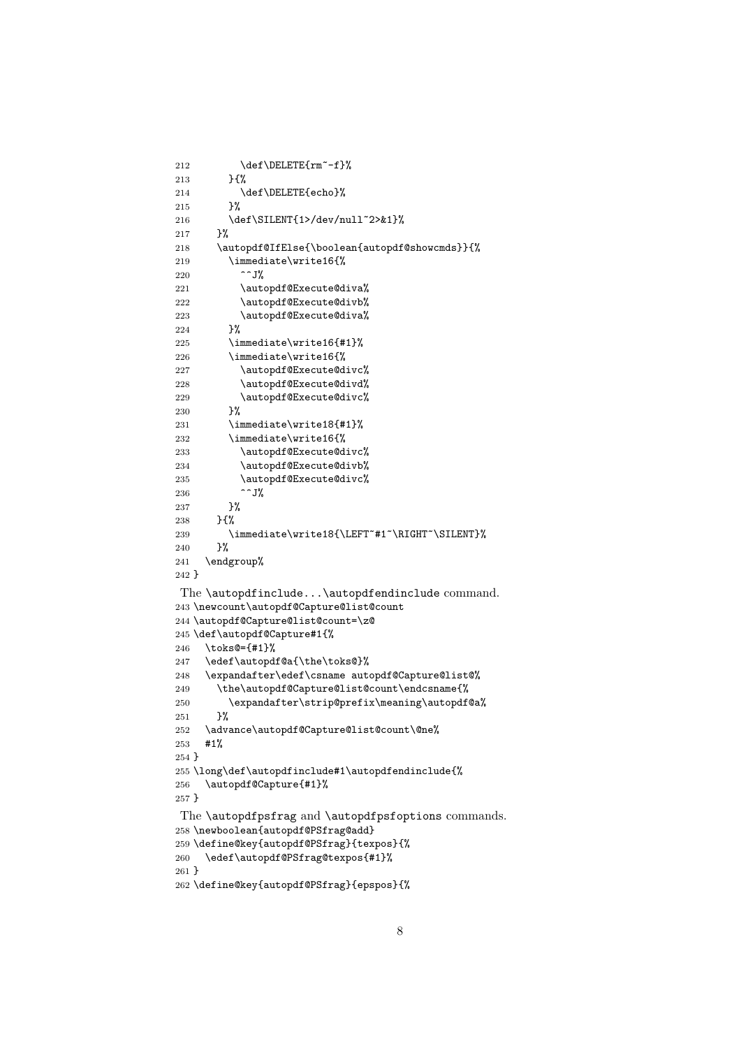```
212         \def\DELETE{rm~-f}%
213       }{%
214         \def\DELETE{echo}%
215       }%
216       \def\SILENT{1>/dev/null~2>&1}%
217     }%
218     \autopdf@IfElse{\boolean{autopdf@showcmds}}{%
219       \immediate\write16{%
220         ^^J%
221         \autopdf@Execute@diva%
222         \autopdf@Execute@divb%
223         \autopdf@Execute@diva%
224       }%
225       \immediate\write16{#1}%
226       \immediate\write16{%
227         \autopdf@Execute@divc%
228         \autopdf@Execute@divd%
229         \autopdf@Execute@divc%
230       }%
231       \immediate\write18{#1}%
232       \immediate\write16{%
233         \autopdf@Execute@divc%
234         \autopdf@Execute@divb%
235         \autopdf@Execute@divc%
236         ^^J%
237       }%
238     }{%
239       \immediate\write18{\LEFT~#1~\RIGHT~\SILENT}%
240     }%
241   \endgroup%
242 }
```

The \autopdfinclude...\autopdfendinclude command.

```
243 \newcount\autopdf@Capture@list@count
244 \autopdf@Capture@list@count=\z@
245 \def\autopdf@Capture#1{%
246   \toks@={#1}%
247   \edef\autopdf@a{\the\toks@}%
248   \expandafter\edef\csname autopdf@Capture@list@%
249     \the\autopdf@Capture@list@count\endcsname{%
250       \expandafter\strip@prefix\meaning\autopdf@a%
251     }%
252   \advance\autopdf@Capture@list@count\@ne%
253   #1%
254 }
255 \long\def\autopdfinclude#1\autopdfendinclude{%
256   \autopdf@Capture{#1}%
257 }
```

The \autopdfpsfrag and \autopdfpsfoptions commands.

```
258 \newboolean{autopdf@PSfrag@add}
259 \define@key{autopdf@PSfrag}{texpos}{%
260   \edef\autopdf@PSfrag@texpos{#1}%
261 }
262 \define@key{autopdf@PSfrag}{epspos}{%
```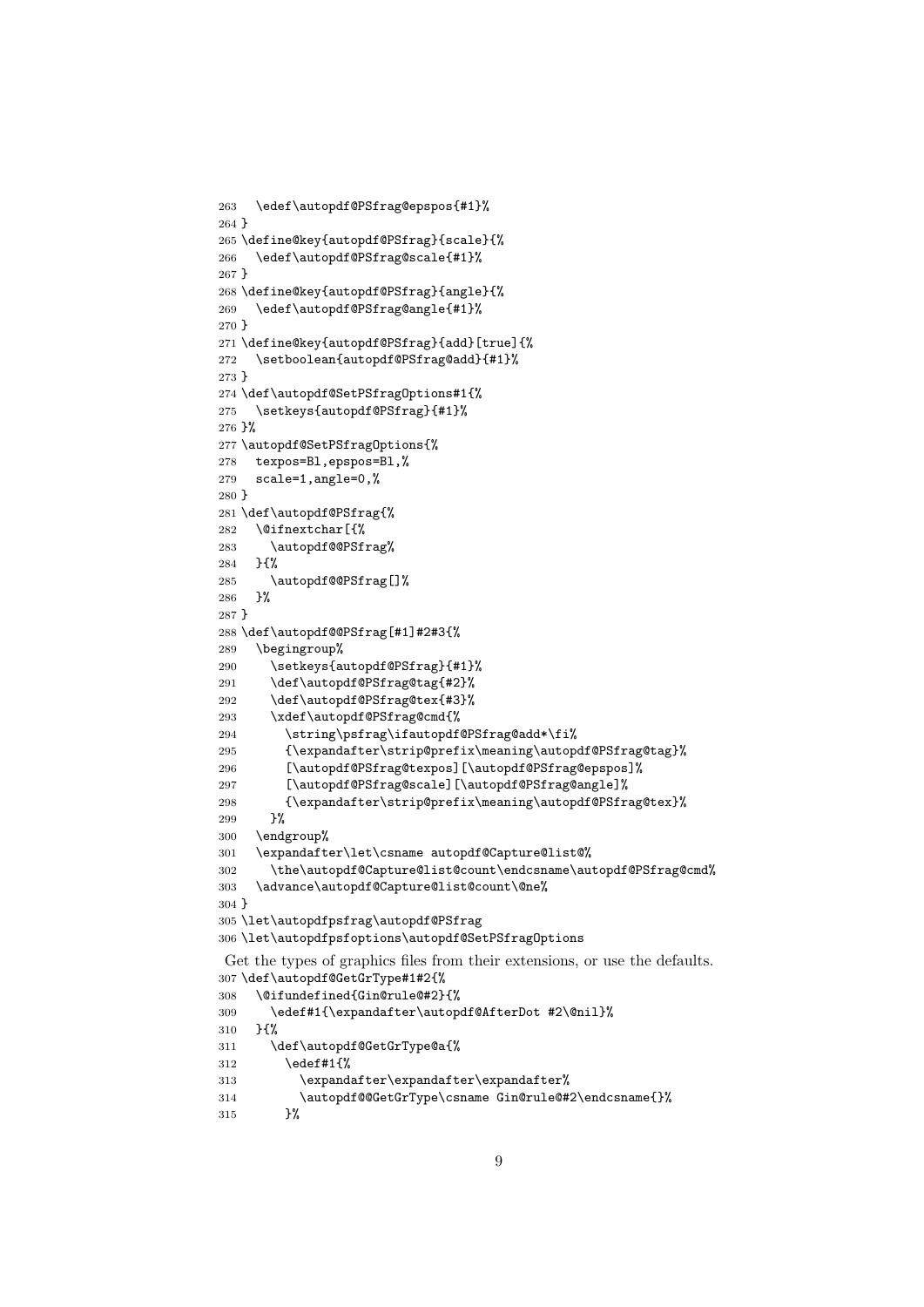```
263   \edef\autopdf@PSfrag@epspos{#1}%
264 }
265 \define@key{autopdf@PSfrag}{scale}{%
266   \edef\autopdf@PSfrag@scale{#1}%
267 }
268 \define@key{autopdf@PSfrag}{angle}{%
269   \edef\autopdf@PSfrag@angle{#1}%
270 }
271 \define@key{autopdf@PSfrag}{add}[true]{%
272   \setboolean{autopdf@PSfrag@add}{#1}%
273 }
274 \def\autopdf@SetPSfragOptions#1{%
275   \setkeys{autopdf@PSfrag}{#1}%
276 }%
277 \autopdf@SetPSfragOptions{%
278   texpos=Bl,epspos=Bl,%
279   scale=1,angle=0,%
280 }
281 \def\autopdf@PSfrag{%
282   \@ifnextchar[{%
283     \autopdf@@PSfrag%
284   }{%
285     \autopdf@@PSfrag[]%
286   }%
287 }
288 \def\autopdf@@PSfrag[#1]#2#3{%
289   \begingroup%
290     \setkeys{autopdf@PSfrag}{#1}%
291     \def\autopdf@PSfrag@tag{#2}%
292     \def\autopdf@PSfrag@tex{#3}%
293     \xdef\autopdf@PSfrag@cmd{%
294       \string\psfrag\ifautopdf@PSfrag@add*\fi%
295       {\expandafter\strip@prefix\meaning\autopdf@PSfrag@tag}%
296       [\autopdf@PSfrag@texpos][\autopdf@PSfrag@epspos]%
297       [\autopdf@PSfrag@scale][\autopdf@PSfrag@angle]%
298       {\expandafter\strip@prefix\meaning\autopdf@PSfrag@tex}%
299     }%
300   \endgroup%
301   \expandafter\let\csname autopdf@Capture@list@%
302     \the\autopdf@Capture@list@count\endcsname\autopdf@PSfrag@cmd%
303   \advance\autopdf@Capture@list@count\@ne%
304 }
305 \let\autopdfpsfrag\autopdf@PSfrag
306 \let\autopdfpsfoptions\autopdf@SetPSfragOptions
```

Get the types of graphics files from their extensions, or use the defaults.

```
307 \def\autopdf@GetGrType#1#2{%
308   \@ifundefined{Gin@rule@#2}{%
309     \edef#1{\expandafter\autopdf@AfterDot #2\@nil}%
310   }{%
311     \def\autopdf@GetGrType@a{%
312       \edef#1{%
313         \expandafter\expandafter\expandafter%
314         \autopdf@@GetGrType\csname Gin@rule@#2\endcsname{}%
315       }%
```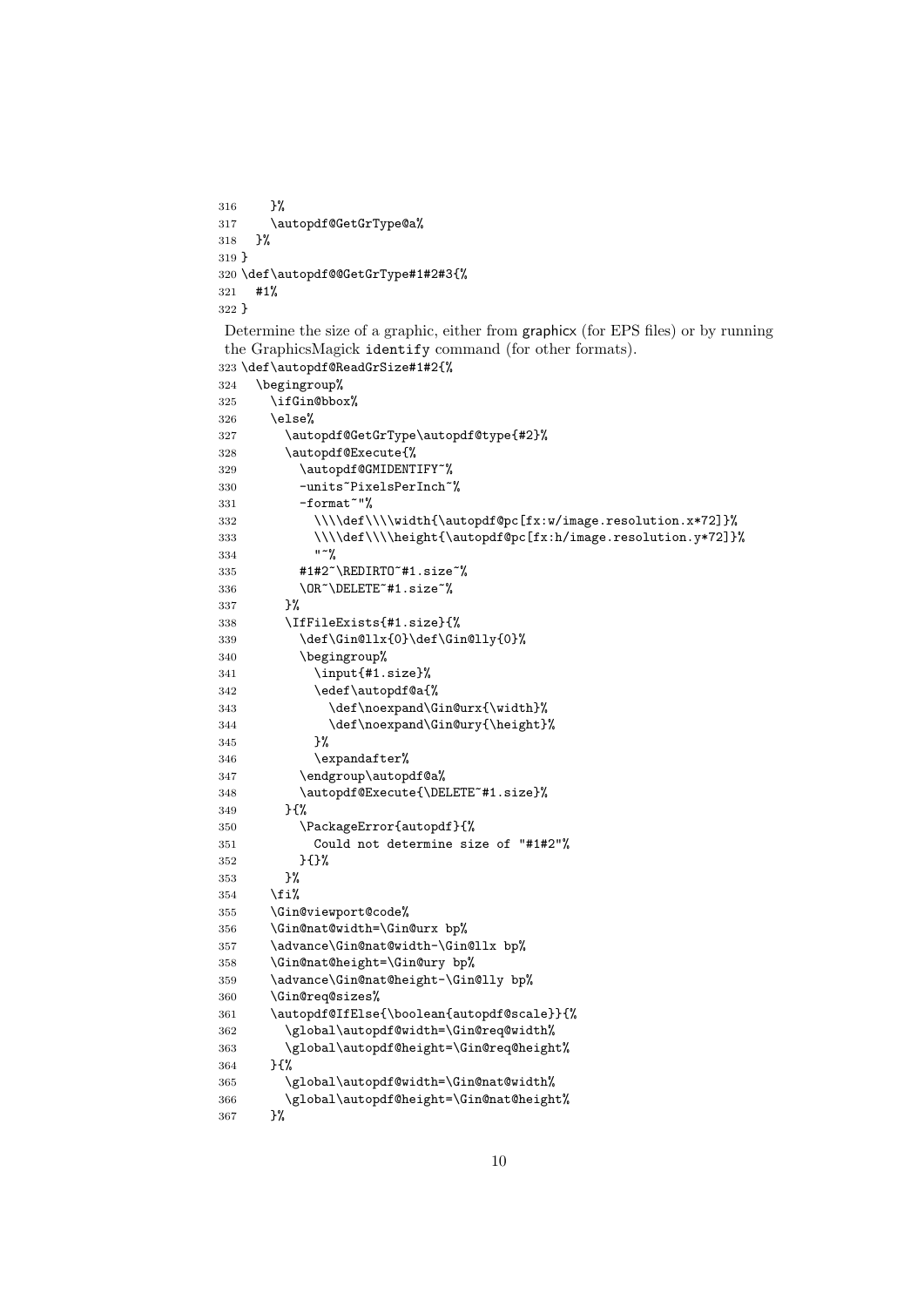```
316     }%
317     \autopdf@GetGrType@a%
318   }%
319 }
320 \def\autopdf@@GetGrType#1#2#3{%
321   #1%
322 }
```

Determine the size of a graphic, either from graphicx (for EPS files) or by running the GraphicsMagick `identify` command (for other formats).

```
323 \def\autopdf@ReadGrSize#1#2{%
324   \begingroup%
325     \ifGin@bbox%
326     \else%
327       \autopdf@GetGrType\autopdf@type{#2}%
328       \autopdf@Execute{%
329         \autopdf@GMIDENTIFY~%
330         -units~PixelsPerInch~%
331         -format~"%
332           \\\\def\\\\width{\autopdf@pc[fx:w/image.resolution.x*72]}%
333           \\\\def\\\\height{\autopdf@pc[fx:h/image.resolution.y*72]}%
334           "~%
335         #1#2~\REDIRTO~#1.size~%
336         \OR~\DELETE~#1.size~%
337       }%
338       \IfFileExists{#1.size}{%
339         \def\Gin@llx{0}\def\Gin@lly{0}%
340         \begingroup%
341           \input{#1.size}%
342           \edef\autopdf@a{%
343             \def\noexpand\Gin@urx{\width}%
344             \def\noexpand\Gin@ury{\height}%
345           }%
346           \expandafter%
347         \endgroup\autopdf@a%
348         \autopdf@Execute{\DELETE~#1.size}%
349       }{%
350         \PackageError{autopdf}{%
351           Could not determine size of "#1#2"%
352         }{}%
353       }%
354     \fi%
355     \Gin@viewport@code%
356     \Gin@nat@width=\Gin@urx bp%
357     \advance\Gin@nat@width-\Gin@llx bp%
358     \Gin@nat@height=\Gin@ury bp%
359     \advance\Gin@nat@height-\Gin@lly bp%
360     \Gin@req@sizes%
361     \autopdf@IfElse{\boolean{autopdf@scale}}{%
362       \global\autopdf@width=\Gin@req@width%
363       \global\autopdf@height=\Gin@req@height%
364     }{%
365       \global\autopdf@width=\Gin@nat@width%
366       \global\autopdf@height=\Gin@nat@height%
367     }%
```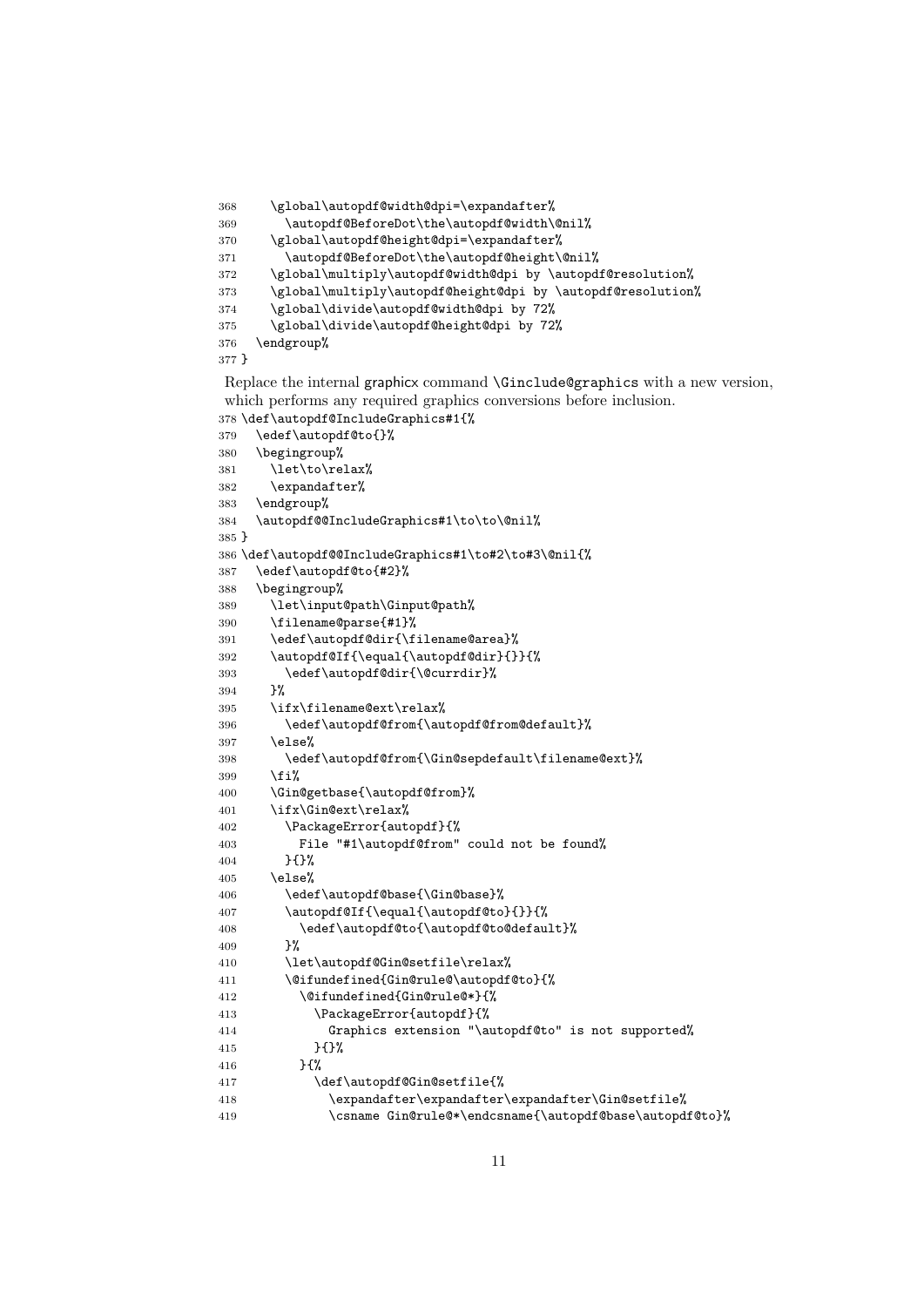```
368     \global\autopdf@width@dpi=\expandafter%
369       \autopdf@BeforeDot\the\autopdf@width\@nil%
370     \global\autopdf@height@dpi=\expandafter%
371       \autopdf@BeforeDot\the\autopdf@height\@nil%
372     \global\multiply\autopdf@width@dpi by \autopdf@resolution%
373     \global\multiply\autopdf@height@dpi by \autopdf@resolution%
374     \global\divide\autopdf@width@dpi by 72%
375     \global\divide\autopdf@height@dpi by 72%
376   \endgroup%
377 }
```

Replace the internal graphicx command `\Ginclude@graphics` with a new version, which performs any required graphics conversions before inclusion.

```
378 \def\autopdf@IncludeGraphics#1{%
379   \edef\autopdf@to{}%
380   \begingroup%
381     \let\to\relax%
382     \expandafter%
383   \endgroup%
384   \autopdf@@IncludeGraphics#1\to\to\@nil%
385 }
386 \def\autopdf@@IncludeGraphics#1\to#2\to#3\@nil{%
387   \edef\autopdf@to{#2}%
388   \begingroup%
389     \let\input@path\Ginput@path%
390     \filename@parse{#1}%
391     \edef\autopdf@dir{\filename@area}%
392     \autopdf@If{\equal{\autopdf@dir}{}}{%
393       \edef\autopdf@dir{\@currdir}%
394     }%
395     \ifx\filename@ext\relax%
396       \edef\autopdf@from{\autopdf@from@default}%
397     \else%
398       \edef\autopdf@from{\Gin@sepdefault\filename@ext}%
399     \fi%
400     \Gin@getbase{\autopdf@from}%
401     \ifx\Gin@ext\relax%
402       \PackageError{autopdf}{%
403         File "#1\autopdf@from" could not be found%
404       }{}%
405     \else%
406       \edef\autopdf@base{\Gin@base}%
407       \autopdf@If{\equal{\autopdf@to}{}}{%
408         \edef\autopdf@to{\autopdf@to@default}%
409       }%
410       \let\autopdf@Gin@setfile\relax%
411       \@ifundefined{Gin@rule@\autopdf@to}{%
412         \@ifundefined{Gin@rule@*}{%
413           \PackageError{autopdf}{%
414             Graphics extension "\autopdf@to" is not supported%
415           }{}%
416         }{%
417           \def\autopdf@Gin@setfile{%
418             \expandafter\expandafter\expandafter\Gin@setfile%
419             \csname Gin@rule@*\endcsname{\autopdf@base\autopdf@to}%
```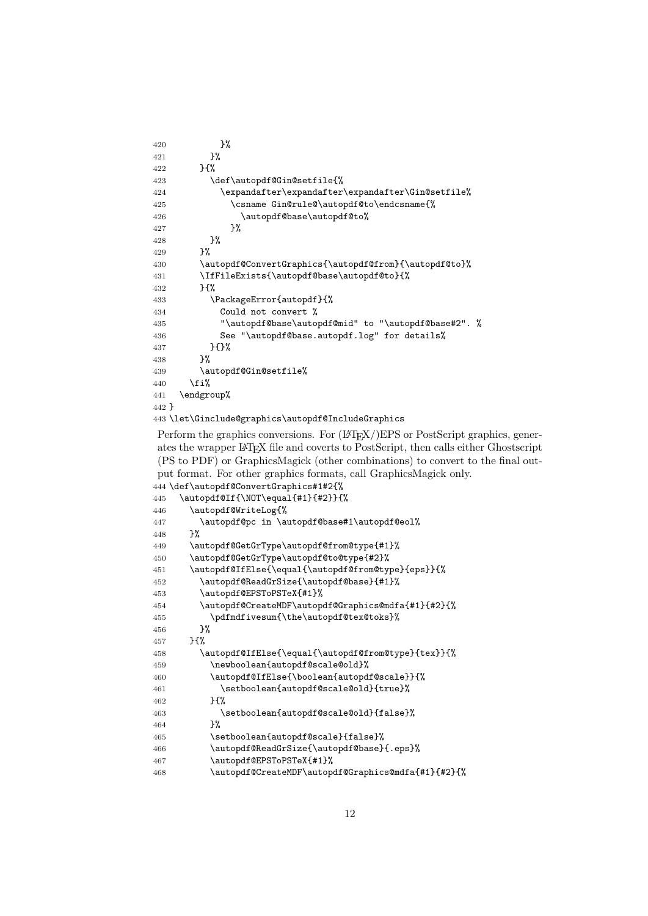```
420           }%
421         }%
422       }{%
423         \def\autopdf@Gin@setfile{%
424           \expandafter\expandafter\expandafter\Gin@setfile%
425             \csname Gin@rule@\autopdf@to\endcsname{%
426               \autopdf@base\autopdf@to%
427             }%
428         }%
429       }%
430       \autopdf@ConvertGraphics{\autopdf@from}{\autopdf@to}%
431       \IfFileExists{\autopdf@base\autopdf@to}{%
432       }{%
433         \PackageError{autopdf}{%
434           Could not convert %
435           "\autopdf@base\autopdf@mid" to "\autopdf@base#2". %
436           See "\autopdf@base.autopdf.log" for details%
437         }{}%
438       }%
439       \autopdf@Gin@setfile%
440     \fi%
441   \endgroup%
442 }
443 \let\Ginclude@graphics\autopdf@IncludeGraphics
```

Perform the graphics conversions. For (LaTeX/)EPS or PostScript graphics, generates the wrapper LaTeX file and coverts to PostScript, then calls either Ghostscript (PS to PDF) or GraphicsMagick (other combinations) to convert to the final output format. For other graphics formats, call GraphicsMagick only.

```
444 \def\autopdf@ConvertGraphics#1#2{%
445   \autopdf@If{\NOT\equal{#1}{#2}}{%
446     \autopdf@WriteLog{%
447       \autopdf@pc in \autopdf@base#1\autopdf@eol%
448     }%
449     \autopdf@GetGrType\autopdf@from@type{#1}%
450     \autopdf@GetGrType\autopdf@to@type{#2}%
451     \autopdf@IfElse{\equal{\autopdf@from@type}{eps}}{%
452       \autopdf@ReadGrSize{\autopdf@base}{#1}%
453       \autopdf@EPSToPSTeX{#1}%
454       \autopdf@CreateMDF\autopdf@Graphics@mdfa{#1}{#2}{%
455         \pdfmdfivesum{\the\autopdf@tex@toks}%
456       }%
457     }{%
458       \autopdf@IfElse{\equal{\autopdf@from@type}{tex}}{%
459         \newboolean{autopdf@scale@old}%
460         \autopdf@IfElse{\boolean{autopdf@scale}}{%
461           \setboolean{autopdf@scale@old}{true}%
462         }{%
463           \setboolean{autopdf@scale@old}{false}%
464         }%
465         \setboolean{autopdf@scale}{false}%
466         \autopdf@ReadGrSize{\autopdf@base}{.eps}%
467         \autopdf@EPSToPSTeX{#1}%
468         \autopdf@CreateMDF\autopdf@Graphics@mdfa{#1}{#2}{%
```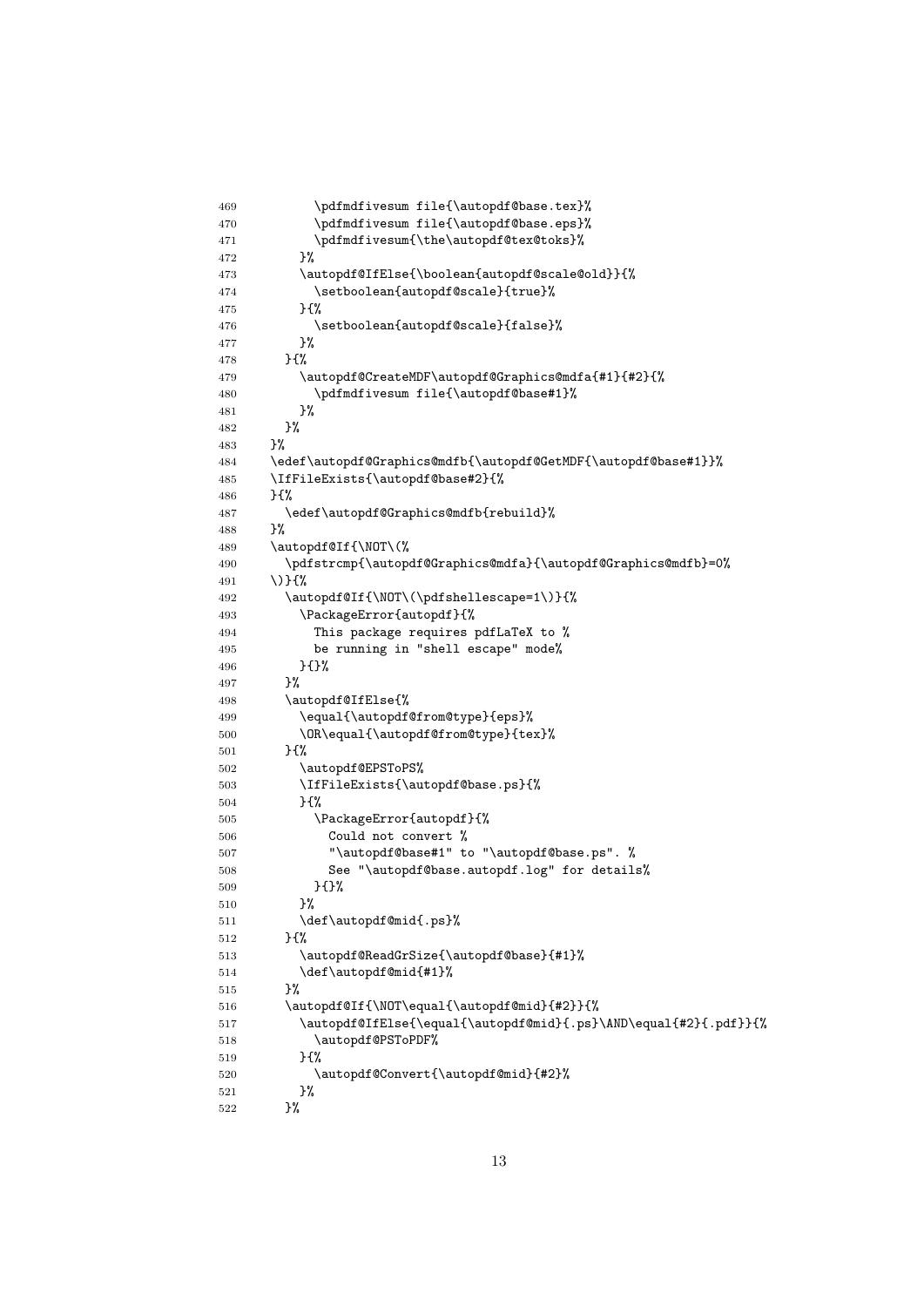```
469         \pdfmdfivesum file{\autopdf@base.tex}%
470         \pdfmdfivesum file{\autopdf@base.eps}%
471         \pdfmdfivesum{\the\autopdf@tex@toks}%
472       }%
473       \autopdf@IfElse{\boolean{autopdf@scale@old}}{%
474         \setboolean{autopdf@scale}{true}%
475       }{%
476         \setboolean{autopdf@scale}{false}%
477       }%
478     }{%
479       \autopdf@CreateMDF\autopdf@Graphics@mdfa{#1}{#2}{%
480         \pdfmdfivesum file{\autopdf@base#1}%
481       }%
482     }%
483   }%
484   \edef\autopdf@Graphics@mdfb{\autopdf@GetMDF{\autopdf@base#1}}%
485   \IfFileExists{\autopdf@base#2}{%
486   }{%
487     \edef\autopdf@Graphics@mdfb{rebuild}%
488   }%
489   \autopdf@If{\NOT\(%
490     \pdfstrcmp{\autopdf@Graphics@mdfa}{\autopdf@Graphics@mdfb}=0%
491   \)}{%
492     \autopdf@If{\NOT\(\pdfshellescape=1\)}{%
493       \PackageError{autopdf}{%
494         This package requires pdfLaTeX to %
495         be running in "shell escape" mode%
496       }{}%
497     }%
498     \autopdf@IfElse{%
499       \equal{\autopdf@from@type}{eps}%
500       \OR\equal{\autopdf@from@type}{tex}%
501     }{%
502       \autopdf@EPSToPS%
503       \IfFileExists{\autopdf@base.ps}{%
504       }{%
505         \PackageError{autopdf}{%
506           Could not convert %
507           "\autopdf@base#1" to "\autopdf@base.ps". %
508           See "\autopdf@base.autopdf.log" for details%
509         }{}%
510       }%
511       \def\autopdf@mid{.ps}%
512     }{%
513       \autopdf@ReadGrSize{\autopdf@base}{#1}%
514       \def\autopdf@mid{#1}%
515     }%
516     \autopdf@If{\NOT\equal{\autopdf@mid}{#2}}{%
517       \autopdf@IfElse{\equal{\autopdf@mid}{.ps}\AND\equal{#2}{.pdf}}{%
518         \autopdf@PSToPDF%
519       }{%
520         \autopdf@Convert{\autopdf@mid}{#2}%
521       }%
522     }%
```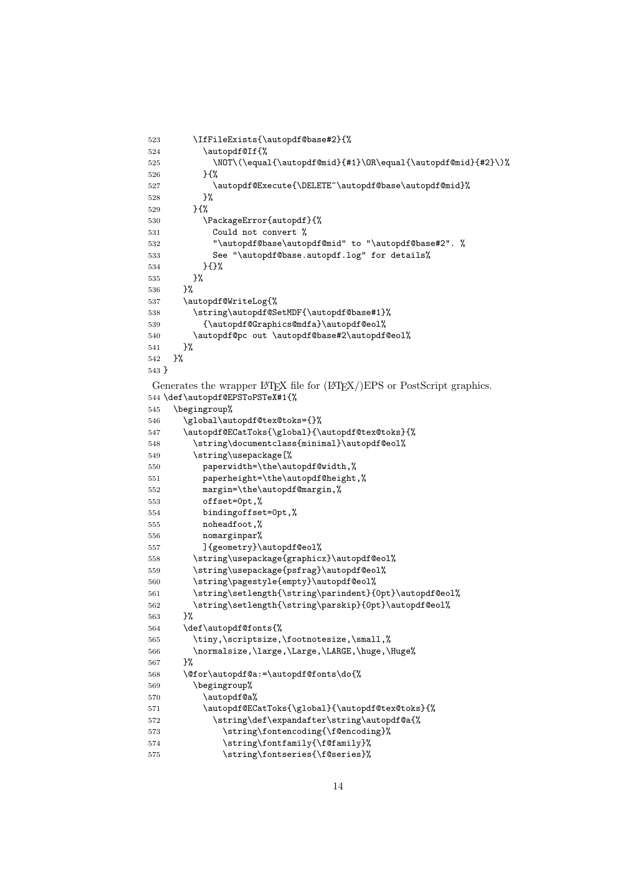```
523       \IfFileExists{\autopdf@base#2}{%
524         \autopdf@If{%
525           \NOT\(\equal{\autopdf@mid}{#1}\OR\equal{\autopdf@mid}{#2}\)%
526         }{%
527           \autopdf@Execute{\DELETE~\autopdf@base\autopdf@mid}%
528         }%
529       }{%
530         \PackageError{autopdf}{%
531           Could not convert %
532           "\autopdf@base\autopdf@mid" to "\autopdf@base#2". %
533           See "\autopdf@base.autopdf.log" for details%
534         }{}%
535       }%
536     }%
537     \autopdf@WriteLog{%
538       \string\autopdf@SetMDF{\autopdf@base#1}%
539         {\autopdf@Graphics@mdfa}\autopdf@eol%
540       \autopdf@pc out \autopdf@base#2\autopdf@eol%
541     }%
542   }%
543 }
```

Generates the wrapper LaTeX file for (LaTeX/)EPS or PostScript graphics.

```
544 \def\autopdf@EPSToPSTeX#1{%
545   \begingroup%
546     \global\autopdf@tex@toks={}%
547     \autopdf@ECatToks{\global}{\autopdf@tex@toks}{%
548       \string\documentclass{minimal}\autopdf@eol%
549       \string\usepackage[%
550         paperwidth=\the\autopdf@width,%
551         paperheight=\the\autopdf@height,%
552         margin=\the\autopdf@margin,%
553         offset=0pt,%
554         bindingoffset=0pt,%
555         noheadfoot,%
556         nomarginpar%
557         ]{geometry}\autopdf@eol%
558       \string\usepackage{graphicx}\autopdf@eol%
559       \string\usepackage{psfrag}\autopdf@eol%
560       \string\pagestyle{empty}\autopdf@eol%
561       \string\setlength{\string\parindent}{0pt}\autopdf@eol%
562       \string\setlength{\string\parskip}{0pt}\autopdf@eol%
563     }%
564     \def\autopdf@fonts{%
565       \tiny,\scriptsize,\footnotesize,\small,%
566       \normalsize,\large,\Large,\LARGE,\huge,\Huge%
567     }%
568     \@for\autopdf@a:=\autopdf@fonts\do{%
569       \begingroup%
570         \autopdf@a%
571         \autopdf@ECatToks{\global}{\autopdf@tex@toks}{%
572           \string\def\expandafter\string\autopdf@a{%
573             \string\fontencoding{\f@encoding}%
574             \string\fontfamily{\f@family}%
575             \string\fontseries{\f@series}%
```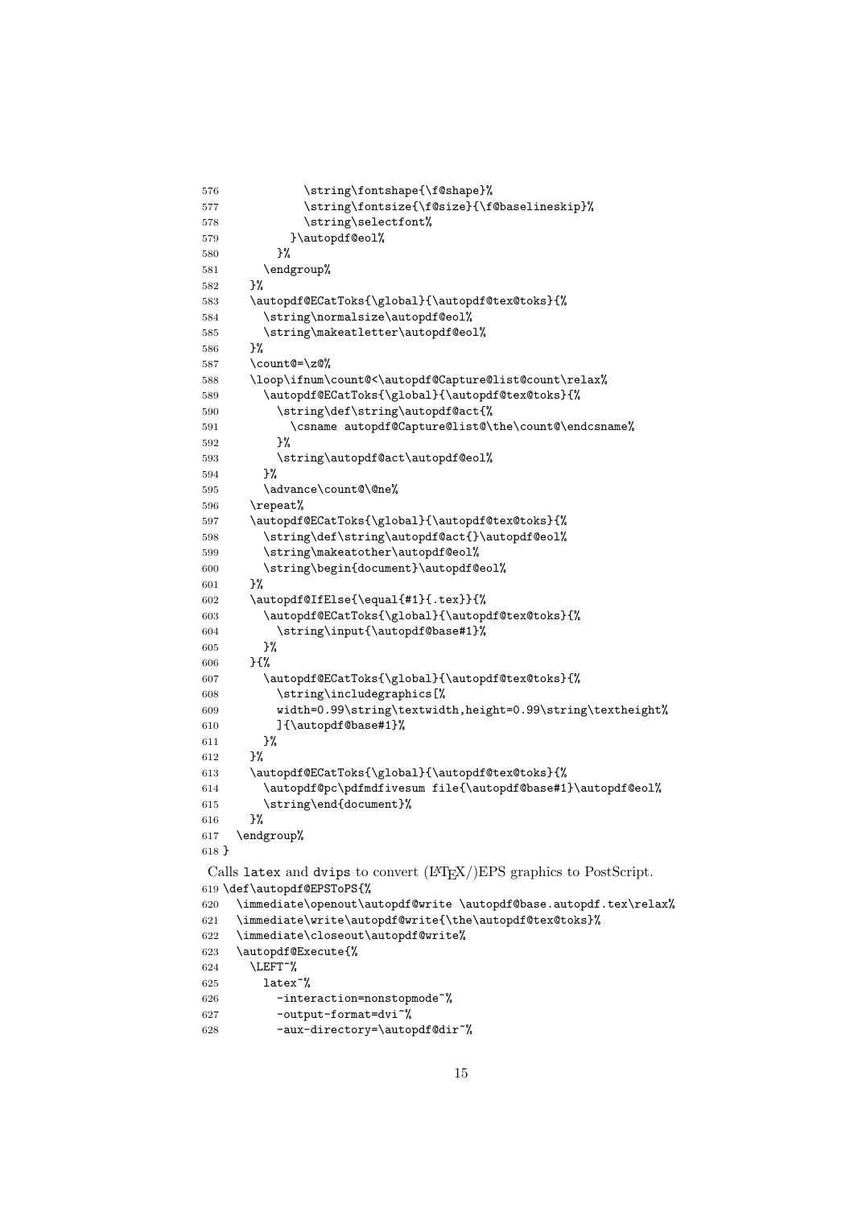```
576             \string\fontshape{\f@shape}%
577             \string\fontsize{\f@size}{\f@baselineskip}%
578             \string\selectfont%
579           }\autopdf@eol%
580         }%
581       \endgroup%
582     }%
583     \autopdf@ECatToks{\global}{\autopdf@tex@toks}{%
584       \string\normalsize\autopdf@eol%
585       \string\makeatletter\autopdf@eol%
586     }%
587     \count@=\z@%
588     \loop\ifnum\count@<\autopdf@Capture@list@count\relax%
589       \autopdf@ECatToks{\global}{\autopdf@tex@toks}{%
590         \string\def\string\autopdf@act{%
591           \csname autopdf@Capture@list@\the\count@\endcsname%
592         }%
593         \string\autopdf@act\autopdf@eol%
594       }%
595       \advance\count@\@ne%
596     \repeat%
597     \autopdf@ECatToks{\global}{\autopdf@tex@toks}{%
598       \string\def\string\autopdf@act{}\autopdf@eol%
599       \string\makeatother\autopdf@eol%
600       \string\begin{document}\autopdf@eol%
601     }%
602     \autopdf@IfElse{\equal{#1}{.tex}}{%
603       \autopdf@ECatToks{\global}{\autopdf@tex@toks}{%
604         \string\input{\autopdf@base#1}%
605       }%
606     }{%
607       \autopdf@ECatToks{\global}{\autopdf@tex@toks}{%
608         \string\includegraphics[%
609         width=0.99\string\textwidth,height=0.99\string\textheight%
610         ]{\autopdf@base#1}%
611       }%
612     }%
613     \autopdf@ECatToks{\global}{\autopdf@tex@toks}{%
614       \autopdf@pc\pdfmdfivesum file{\autopdf@base#1}\autopdf@eol%
615       \string\end{document}%
616     }%
617   \endgroup%
618 }
```

Calls `latex` and `dvips` to convert (LaTeX/)EPS graphics to PostScript.

```
619 \def\autopdf@EPSToPS{%
620   \immediate\openout\autopdf@write \autopdf@base.autopdf.tex\relax%
621   \immediate\write\autopdf@write{\the\autopdf@tex@toks}%
622   \immediate\closeout\autopdf@write%
623   \autopdf@Execute{%
624     \LEFT~%
625       latex~%
626         -interaction=nonstopmode~%
627         -output-format=dvi~%
628         -aux-directory=\autopdf@dir~%
```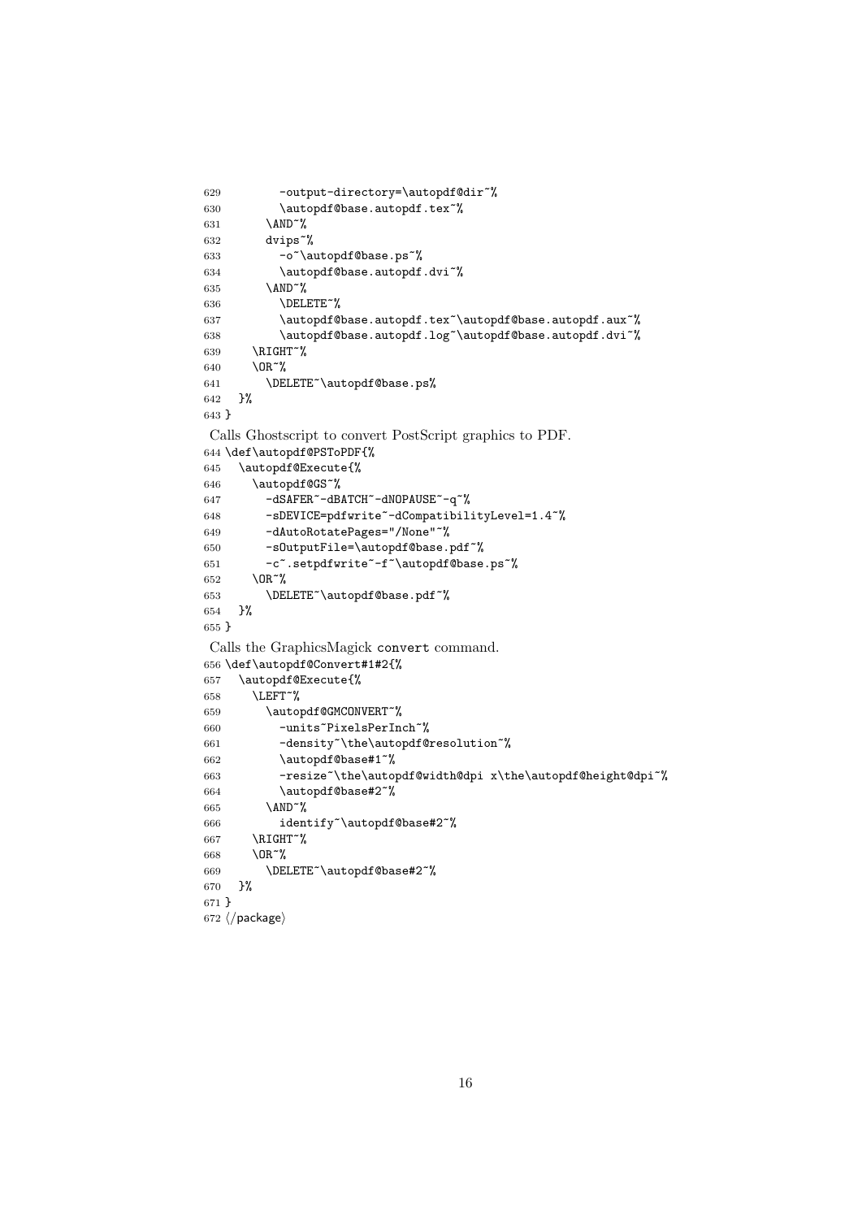```
629         -output-directory=\autopdf@dir~%
630         \autopdf@base.autopdf.tex~%
631       \AND~%
632       dvips~%
633         -o~\autopdf@base.ps~%
634         \autopdf@base.autopdf.dvi~%
635       \AND~%
636         \DELETE~%
637         \autopdf@base.autopdf.tex~\autopdf@base.autopdf.aux~%
638         \autopdf@base.autopdf.log~\autopdf@base.autopdf.dvi~%
639     \RIGHT~%
640     \OR~%
641       \DELETE~\autopdf@base.ps%
642   }%
643 }
```

Calls Ghostscript to convert PostScript graphics to PDF.

```
644 \def\autopdf@PSToPDF{%
645   \autopdf@Execute{%
646     \autopdf@GS~%
647       -dSAFER~-dBATCH~-dNOPAUSE~-q~%
648       -sDEVICE=pdfwrite~-dCompatibilityLevel=1.4~%
649       -dAutoRotatePages="/None"~%
650       -sOutputFile=\autopdf@base.pdf~%
651       -c~.setpdfwrite~-f~\autopdf@base.ps~%
652     \OR~%
653       \DELETE~\autopdf@base.pdf~%
654   }%
655 }
```

Calls the GraphicsMagick convert command.

```
656 \def\autopdf@Convert#1#2{%
657   \autopdf@Execute{%
658     \LEFT~%
659       \autopdf@GMCONVERT~%
660         -units~PixelsPerInch~%
661         -density~\the\autopdf@resolution~%
662         \autopdf@base#1~%
663         -resize~\the\autopdf@width@dpi x\the\autopdf@height@dpi~%
664         \autopdf@base#2~%
665       \AND~%
666         identify~\autopdf@base#2~%
667     \RIGHT~%
668     \OR~%
669       \DELETE~\autopdf@base#2~%
670   }%
671 }
672 ⟨/package⟩
```